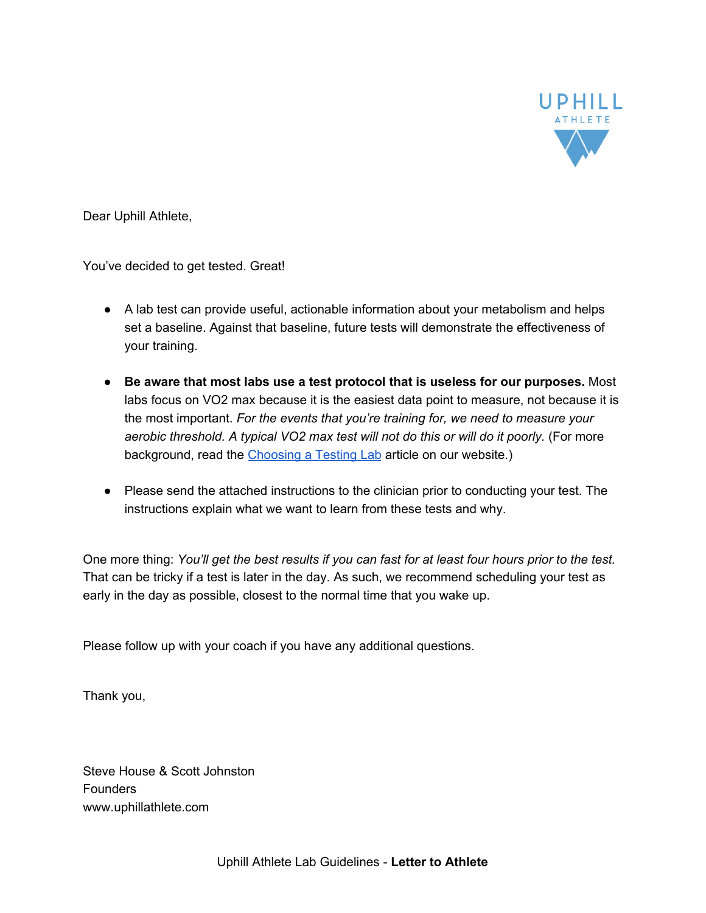UPHILL ATHLETE

Dear Uphill Athlete,

You've decided to get tested. Great!

- A lab test can provide useful, actionable information about your metabolism and helps set a baseline. Against that baseline, future tests will demonstrate the effectiveness of your training.

- **Be aware that most labs use a test protocol that is useless for our purposes.** Most labs focus on VO2 max because it is the easiest data point to measure, not because it is the most important. *For the events that you're training for, we need to measure your aerobic threshold. A typical VO2 max test will not do this or will do it poorly.* (For more background, read the Choosing a Testing Lab article on our website.)

- Please send the attached instructions to the clinician prior to conducting your test. The instructions explain what we want to learn from these tests and why.

One more thing: *You'll get the best results if you can fast for at least four hours prior to the test.* That can be tricky if a test is later in the day. As such, we recommend scheduling your test as early in the day as possible, closest to the normal time that you wake up.

Please follow up with your coach if you have any additional questions.

Thank you,

Steve House & Scott Johnston
Founders
www.uphillathlete.com

Uphill Athlete Lab Guidelines - **Letter to Athlete**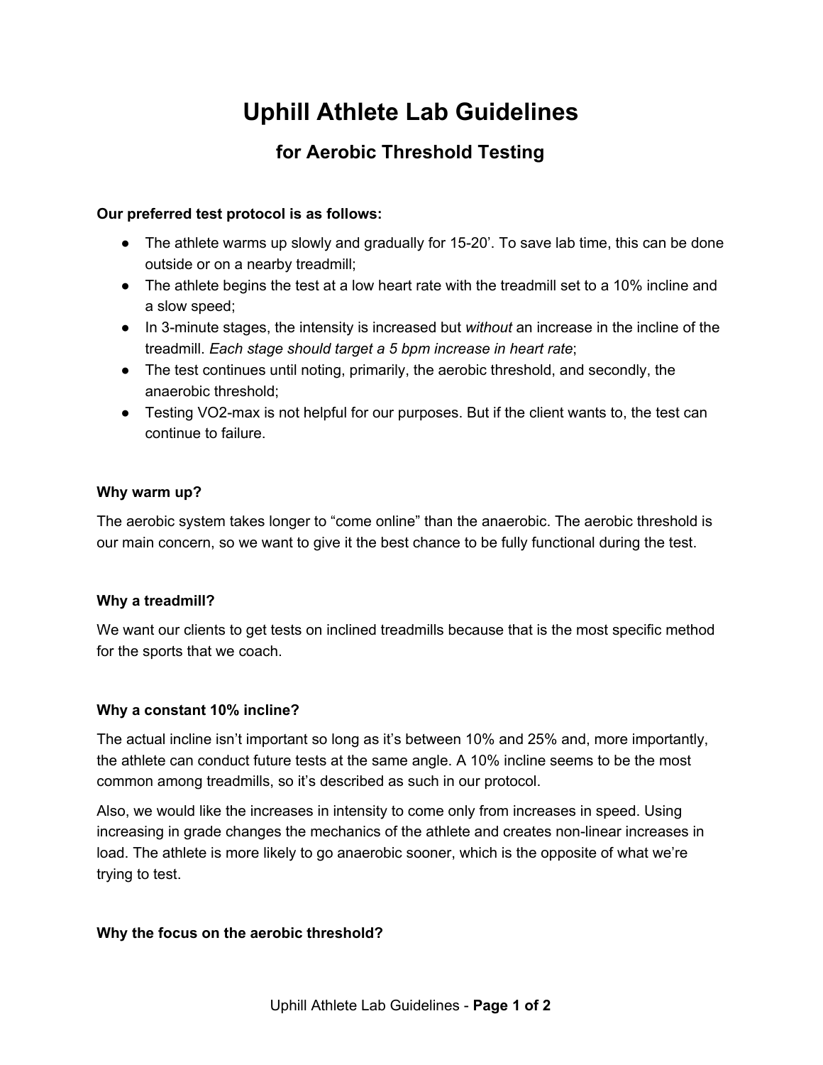# Uphill Athlete Lab Guidelines

## for Aerobic Threshold Testing

**Our preferred test protocol is as follows:**

- The athlete warms up slowly and gradually for 15-20’. To save lab time, this can be done outside or on a nearby treadmill;
- The athlete begins the test at a low heart rate with the treadmill set to a 10% incline and a slow speed;
- In 3-minute stages, the intensity is increased but *without* an increase in the incline of the treadmill. *Each stage should target a 5 bpm increase in heart rate*;
- The test continues until noting, primarily, the aerobic threshold, and secondly, the anaerobic threshold;
- Testing VO2-max is not helpful for our purposes. But if the client wants to, the test can continue to failure.

**Why warm up?**

The aerobic system takes longer to “come online” than the anaerobic. The aerobic threshold is our main concern, so we want to give it the best chance to be fully functional during the test.

**Why a treadmill?**

We want our clients to get tests on inclined treadmills because that is the most specific method for the sports that we coach.

**Why a constant 10% incline?**

The actual incline isn’t important so long as it’s between 10% and 25% and, more importantly, the athlete can conduct future tests at the same angle. A 10% incline seems to be the most common among treadmills, so it’s described as such in our protocol.

Also, we would like the increases in intensity to come only from increases in speed. Using increasing in grade changes the mechanics of the athlete and creates non-linear increases in load. The athlete is more likely to go anaerobic sooner, which is the opposite of what we’re trying to test.

**Why the focus on the aerobic threshold?**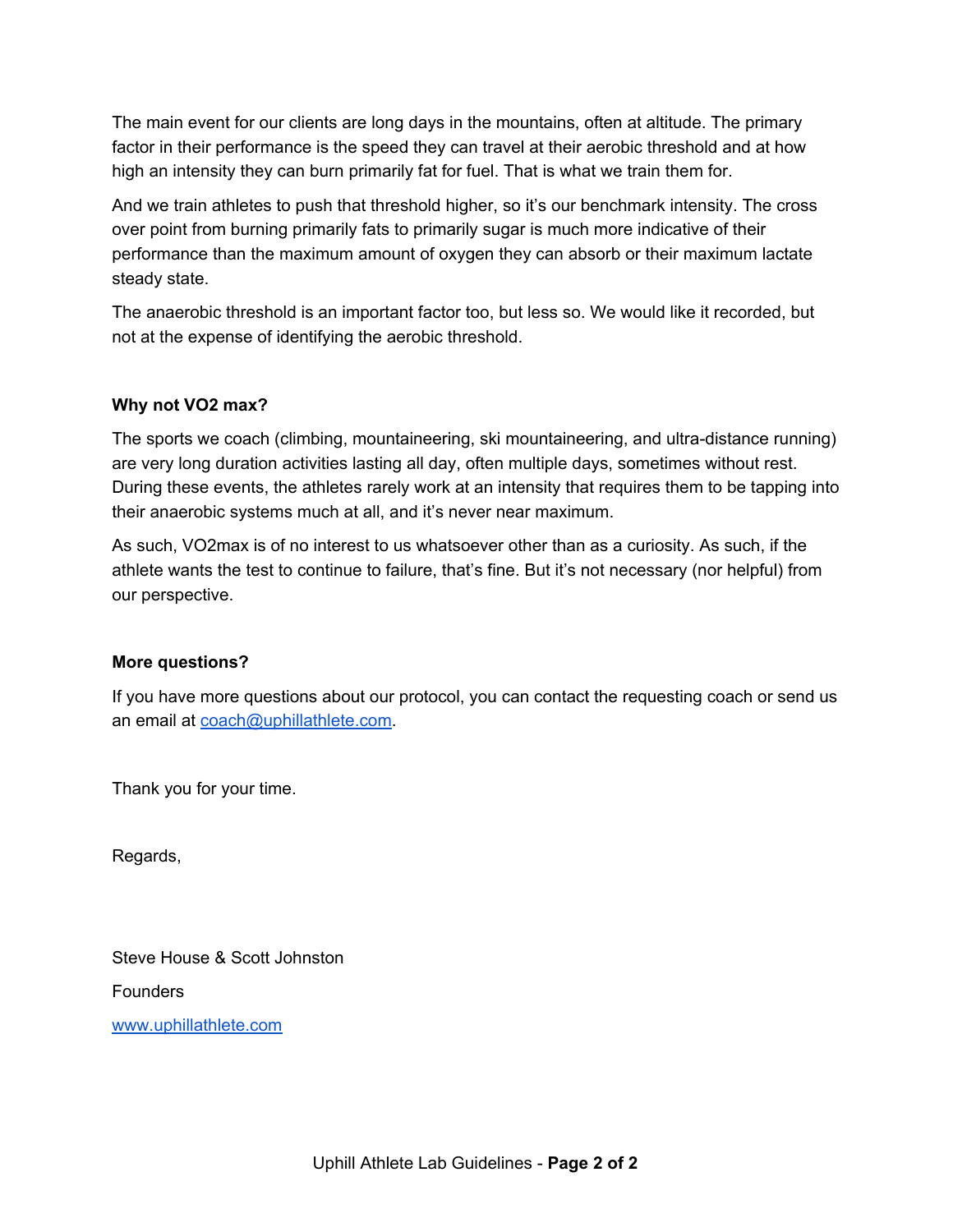The main event for our clients are long days in the mountains, often at altitude. The primary factor in their performance is the speed they can travel at their aerobic threshold and at how high an intensity they can burn primarily fat for fuel. That is what we train them for.

And we train athletes to push that threshold higher, so it's our benchmark intensity. The cross over point from burning primarily fats to primarily sugar is much more indicative of their performance than the maximum amount of oxygen they can absorb or their maximum lactate steady state.

The anaerobic threshold is an important factor too, but less so. We would like it recorded, but not at the expense of identifying the aerobic threshold.

**Why not VO2 max?**

The sports we coach (climbing, mountaineering, ski mountaineering, and ultra-distance running) are very long duration activities lasting all day, often multiple days, sometimes without rest. During these events, the athletes rarely work at an intensity that requires them to be tapping into their anaerobic systems much at all, and it's never near maximum.

As such, VO2max is of no interest to us whatsoever other than as a curiosity. As such, if the athlete wants the test to continue to failure, that's fine. But it's not necessary (nor helpful) from our perspective.

**More questions?**

If you have more questions about our protocol, you can contact the requesting coach or send us an email at [coach@uphillathlete.com](mailto:coach@uphillathlete.com).

Thank you for your time.

Regards,

Steve House & Scott Johnston

Founders

[www.uphillathlete.com](http://www.uphillathlete.com)